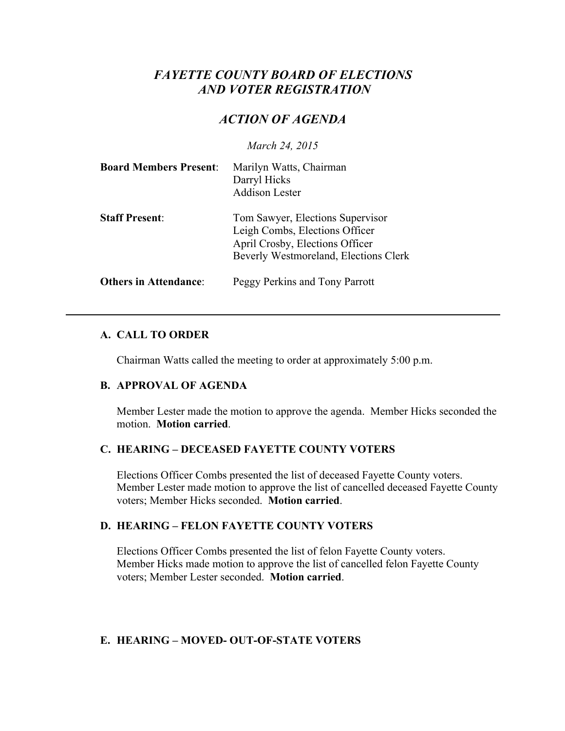# *FAYETTE COUNTY BOARD OF ELECTIONS AND VOTER REGISTRATION*

## *ACTION OF AGENDA*

*March 24, 2015*

**Board Members Present**: Marilyn Watts, Chairman
Darryl Hicks
Addison Lester

**Staff Present**: Tom Sawyer, Elections Supervisor
Leigh Combs, Elections Officer
April Crosby, Elections Officer
Beverly Westmoreland, Elections Clerk

**Others in Attendance**: Peggy Perkins and Tony Parrott

---

### A. CALL TO ORDER

Chairman Watts called the meeting to order at approximately 5:00 p.m.

### B. APPROVAL OF AGENDA

Member Lester made the motion to approve the agenda. Member Hicks seconded the motion. **Motion carried**.

### C. HEARING – DECEASED FAYETTE COUNTY VOTERS

Elections Officer Combs presented the list of deceased Fayette County voters. Member Lester made motion to approve the list of cancelled deceased Fayette County voters; Member Hicks seconded. **Motion carried**.

### D. HEARING – FELON FAYETTE COUNTY VOTERS

Elections Officer Combs presented the list of felon Fayette County voters. Member Hicks made motion to approve the list of cancelled felon Fayette County voters; Member Lester seconded. **Motion carried**.

### E. HEARING – MOVED- OUT-OF-STATE VOTERS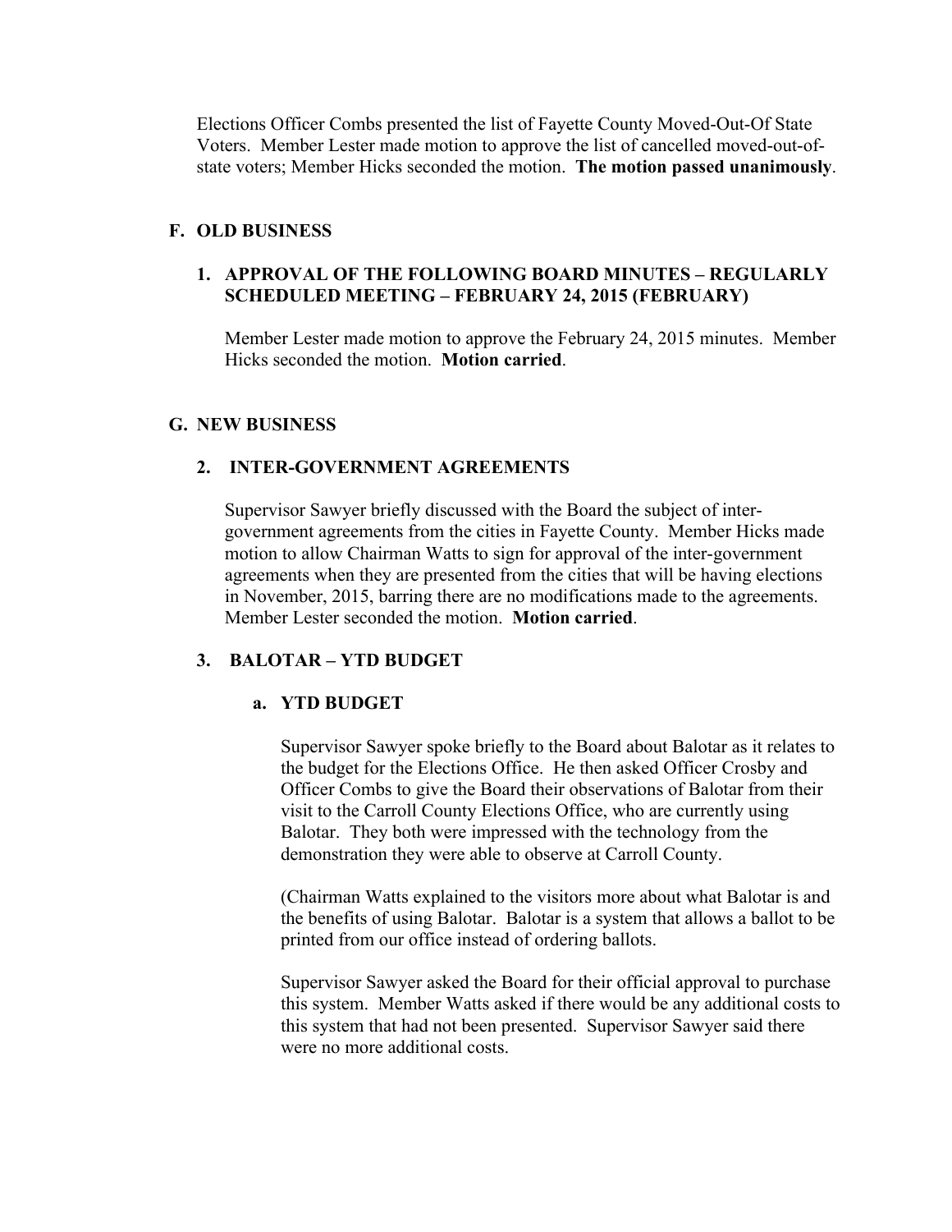Elections Officer Combs presented the list of Fayette County Moved-Out-Of State Voters. Member Lester made motion to approve the list of cancelled moved-out-of-state voters; Member Hicks seconded the motion. **The motion passed unanimously**.

## F. OLD BUSINESS

### 1. APPROVAL OF THE FOLLOWING BOARD MINUTES – REGULARLY SCHEDULED MEETING – FEBRUARY 24, 2015 (FEBRUARY)

Member Lester made motion to approve the February 24, 2015 minutes. Member Hicks seconded the motion. **Motion carried**.

## G. NEW BUSINESS

### 2. INTER-GOVERNMENT AGREEMENTS

Supervisor Sawyer briefly discussed with the Board the subject of inter-government agreements from the cities in Fayette County. Member Hicks made motion to allow Chairman Watts to sign for approval of the inter-government agreements when they are presented from the cities that will be having elections in November, 2015, barring there are no modifications made to the agreements. Member Lester seconded the motion. **Motion carried**.

### 3. BALOTAR – YTD BUDGET

#### a. YTD BUDGET

Supervisor Sawyer spoke briefly to the Board about Balotar as it relates to the budget for the Elections Office. He then asked Officer Crosby and Officer Combs to give the Board their observations of Balotar from their visit to the Carroll County Elections Office, who are currently using Balotar. They both were impressed with the technology from the demonstration they were able to observe at Carroll County.

(Chairman Watts explained to the visitors more about what Balotar is and the benefits of using Balotar. Balotar is a system that allows a ballot to be printed from our office instead of ordering ballots.

Supervisor Sawyer asked the Board for their official approval to purchase this system. Member Watts asked if there would be any additional costs to this system that had not been presented. Supervisor Sawyer said there were no more additional costs.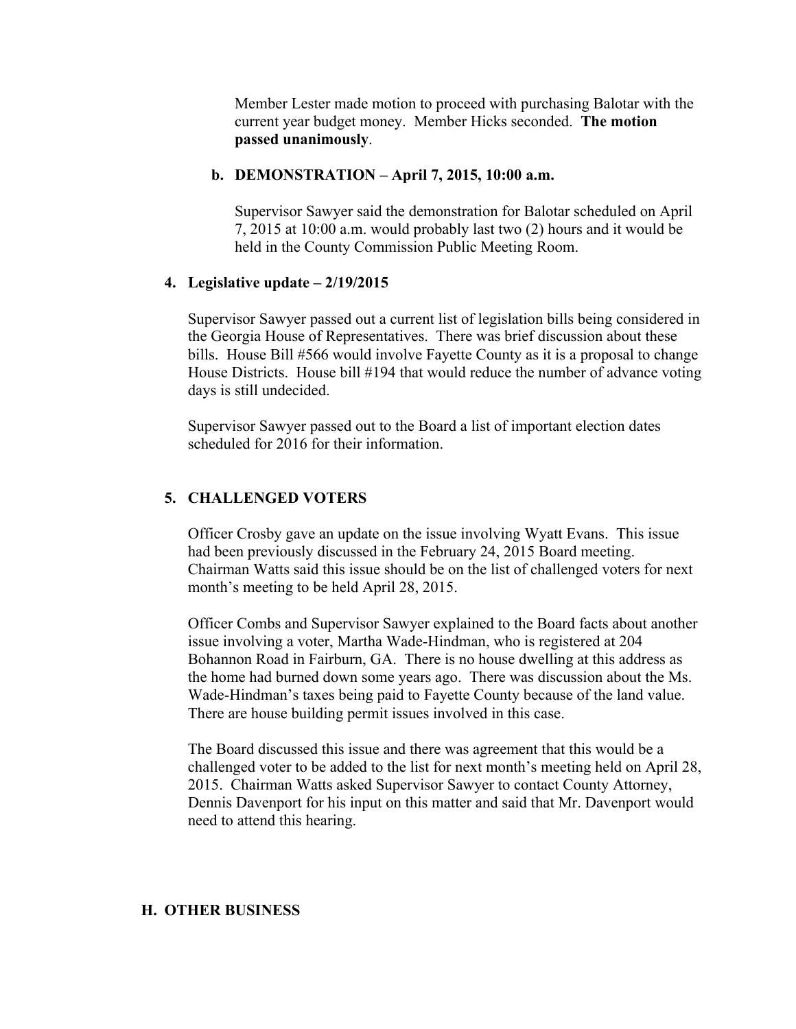Member Lester made motion to proceed with purchasing Balotar with the current year budget money. Member Hicks seconded. **The motion passed unanimously**.

**b. DEMONSTRATION – April 7, 2015, 10:00 a.m.**

Supervisor Sawyer said the demonstration for Balotar scheduled on April 7, 2015 at 10:00 a.m. would probably last two (2) hours and it would be held in the County Commission Public Meeting Room.

**4. Legislative update – 2/19/2015**

Supervisor Sawyer passed out a current list of legislation bills being considered in the Georgia House of Representatives. There was brief discussion about these bills. House Bill #566 would involve Fayette County as it is a proposal to change House Districts. House bill #194 that would reduce the number of advance voting days is still undecided.

Supervisor Sawyer passed out to the Board a list of important election dates scheduled for 2016 for their information.

**5. CHALLENGED VOTERS**

Officer Crosby gave an update on the issue involving Wyatt Evans. This issue had been previously discussed in the February 24, 2015 Board meeting. Chairman Watts said this issue should be on the list of challenged voters for next month's meeting to be held April 28, 2015.

Officer Combs and Supervisor Sawyer explained to the Board facts about another issue involving a voter, Martha Wade-Hindman, who is registered at 204 Bohannon Road in Fairburn, GA. There is no house dwelling at this address as the home had burned down some years ago. There was discussion about the Ms. Wade-Hindman's taxes being paid to Fayette County because of the land value. There are house building permit issues involved in this case.

The Board discussed this issue and there was agreement that this would be a challenged voter to be added to the list for next month's meeting held on April 28, 2015. Chairman Watts asked Supervisor Sawyer to contact County Attorney, Dennis Davenport for his input on this matter and said that Mr. Davenport would need to attend this hearing.

## H. OTHER BUSINESS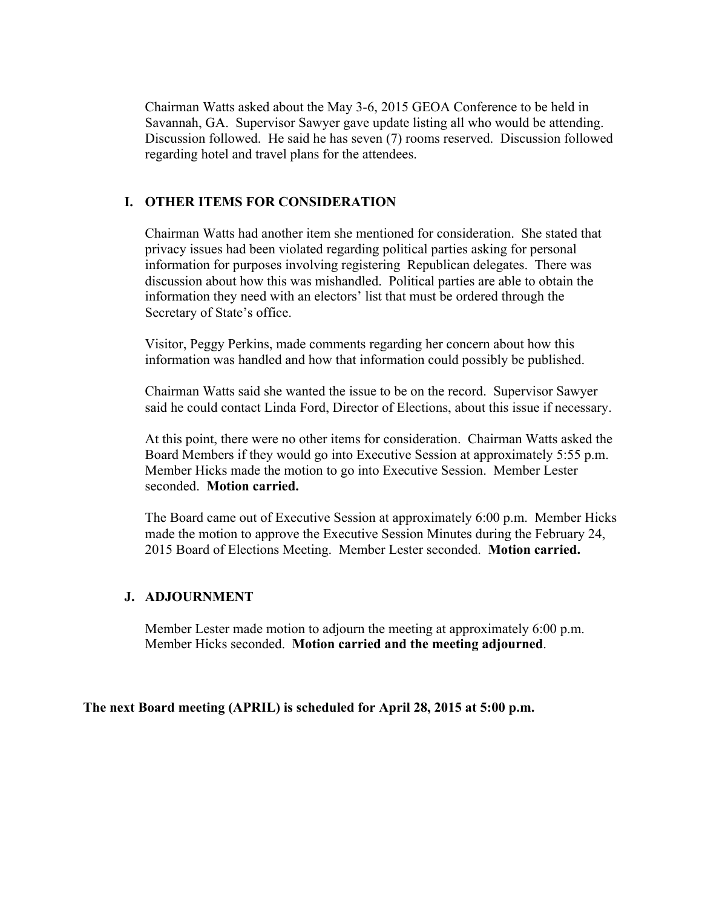Chairman Watts asked about the May 3-6, 2015 GEOA Conference to be held in Savannah, GA. Supervisor Sawyer gave update listing all who would be attending. Discussion followed. He said he has seven (7) rooms reserved. Discussion followed regarding hotel and travel plans for the attendees.

## I. OTHER ITEMS FOR CONSIDERATION

Chairman Watts had another item she mentioned for consideration. She stated that privacy issues had been violated regarding political parties asking for personal information for purposes involving registering Republican delegates. There was discussion about how this was mishandled. Political parties are able to obtain the information they need with an electors' list that must be ordered through the Secretary of State's office.

Visitor, Peggy Perkins, made comments regarding her concern about how this information was handled and how that information could possibly be published.

Chairman Watts said she wanted the issue to be on the record. Supervisor Sawyer said he could contact Linda Ford, Director of Elections, about this issue if necessary.

At this point, there were no other items for consideration. Chairman Watts asked the Board Members if they would go into Executive Session at approximately 5:55 p.m. Member Hicks made the motion to go into Executive Session. Member Lester seconded. **Motion carried.**

The Board came out of Executive Session at approximately 6:00 p.m. Member Hicks made the motion to approve the Executive Session Minutes during the February 24, 2015 Board of Elections Meeting. Member Lester seconded. **Motion carried.**

## J. ADJOURNMENT

Member Lester made motion to adjourn the meeting at approximately 6:00 p.m. Member Hicks seconded. **Motion carried and the meeting adjourned**.

**The next Board meeting (APRIL) is scheduled for April 28, 2015 at 5:00 p.m.**